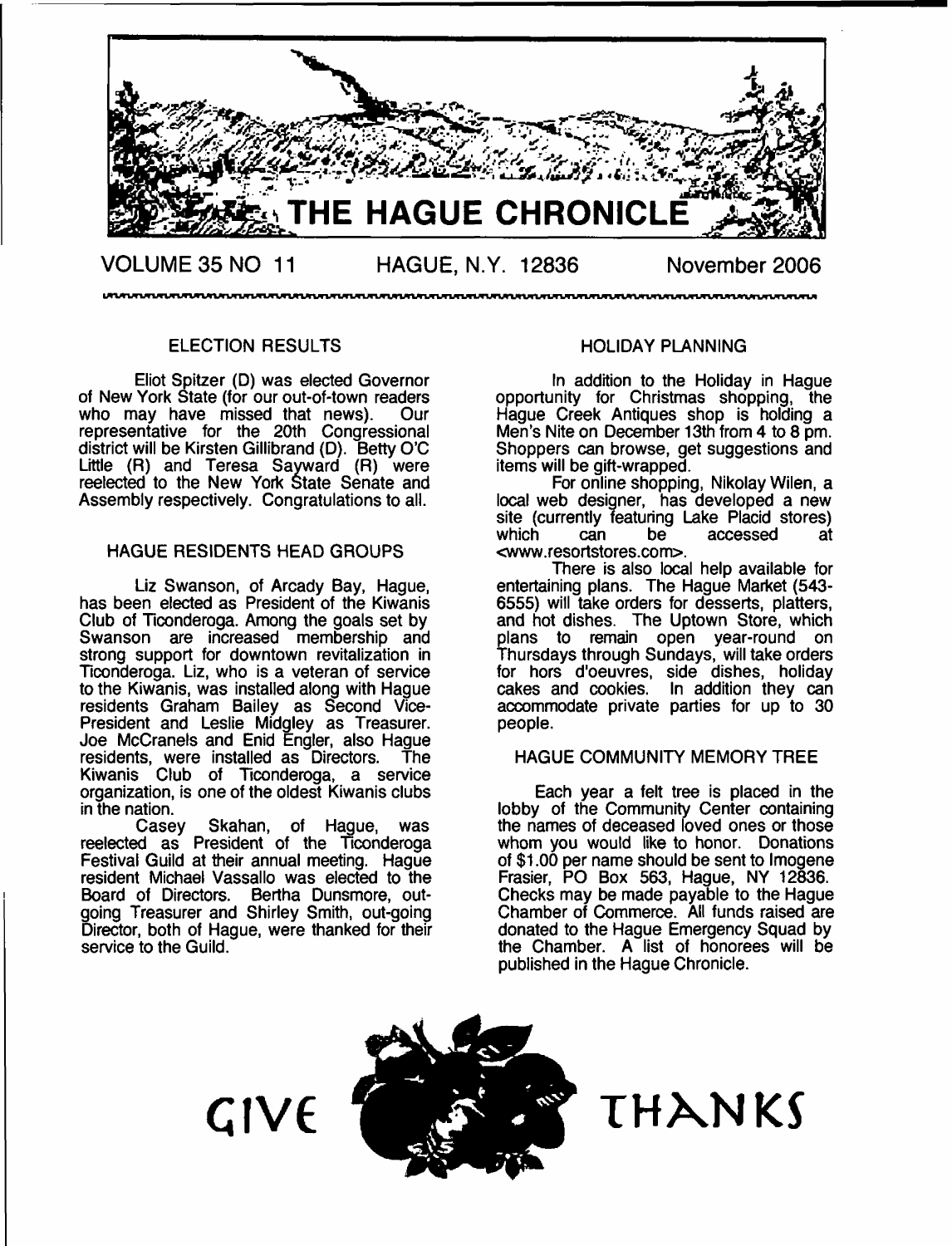# THE HAGUE CHRONICLE

VOLUME 35 NO 11 HAGUE, N.Y. 12836 November 2006

## ELECTION RESULTS

Eliot Spitzer (D) was elected Governor of New York State (for our out-of-town readers who may have missed that news). Our representative for the 20th Congressional district will be Kirsten Gillibrand (D). Betty O'C Little (R) and Teresa Sayward (R) were reelected to the New York State Senate and Assembly respectively. Congratulations to all.

## HAGUE RESIDENTS HEAD GROUPS

Liz Swanson, of Arcady Bay, Hague, has been elected as President of the Kiwanis Club of Ticonderoga. Among the goals set by Swanson are increased membership and strong support for downtown revitalization in Ticonderoga. Liz, who is a veteran of service to the Kiwanis, was installed along with Hague residents Graham Bailey as Second Vice-President and Leslie Midgley as Treasurer. Joe McCranels and Enid Engler, also Hague residents, were installed as Directors. The Kiwanis Club of Ticonderoga, a service organization, is one of the oldest Kiwanis clubs in the nation.

Casey Skahan, of Hague, was reelected as President of the Ticonderoga Festival Guild at their annual meeting. Hague resident Michael Vassallo was elected to the Board of Directors. Bertha Dunsmore, out-going Treasurer and Shirley Smith, out-going Director, both of Hague, were thanked for their service to the Guild.

## HOLIDAY PLANNING

In addition to the Holiday in Hague opportunity for Christmas shopping, the Hague Creek Antiques shop is holding a Men's Nite on December 13th from 4 to 8 pm. Shoppers can browse, get suggestions and items will be gift-wrapped.

For online shopping, Nikolay Wilen, a local web designer, has developed a new site (currently featuring Lake Placid stores) which can be accessed at <www.resortstores.com>.

There is also local help available for entertaining plans. The Hague Market (543-6555) will take orders for desserts, platters, and hot dishes. The Uptown Store, which plans to remain open year-round on Thursdays through Sundays, will take orders for hors d'oeuvres, side dishes, holiday cakes and cookies. In addition they can accommodate private parties for up to 30 people.

## HAGUE COMMUNITY MEMORY TREE

Each year a felt tree is placed in the lobby of the Community Center containing the names of deceased loved ones or those whom you would like to honor. Donations of $1.00 per name should be sent to Imogene Frasier, PO Box 563, Hague, NY 12836. Checks may be made payable to the Hague Chamber of Commerce. All funds raised are donated to the Hague Emergency Squad by the Chamber. A list of honorees will be published in the Hague Chronicle.

GIVE THANKS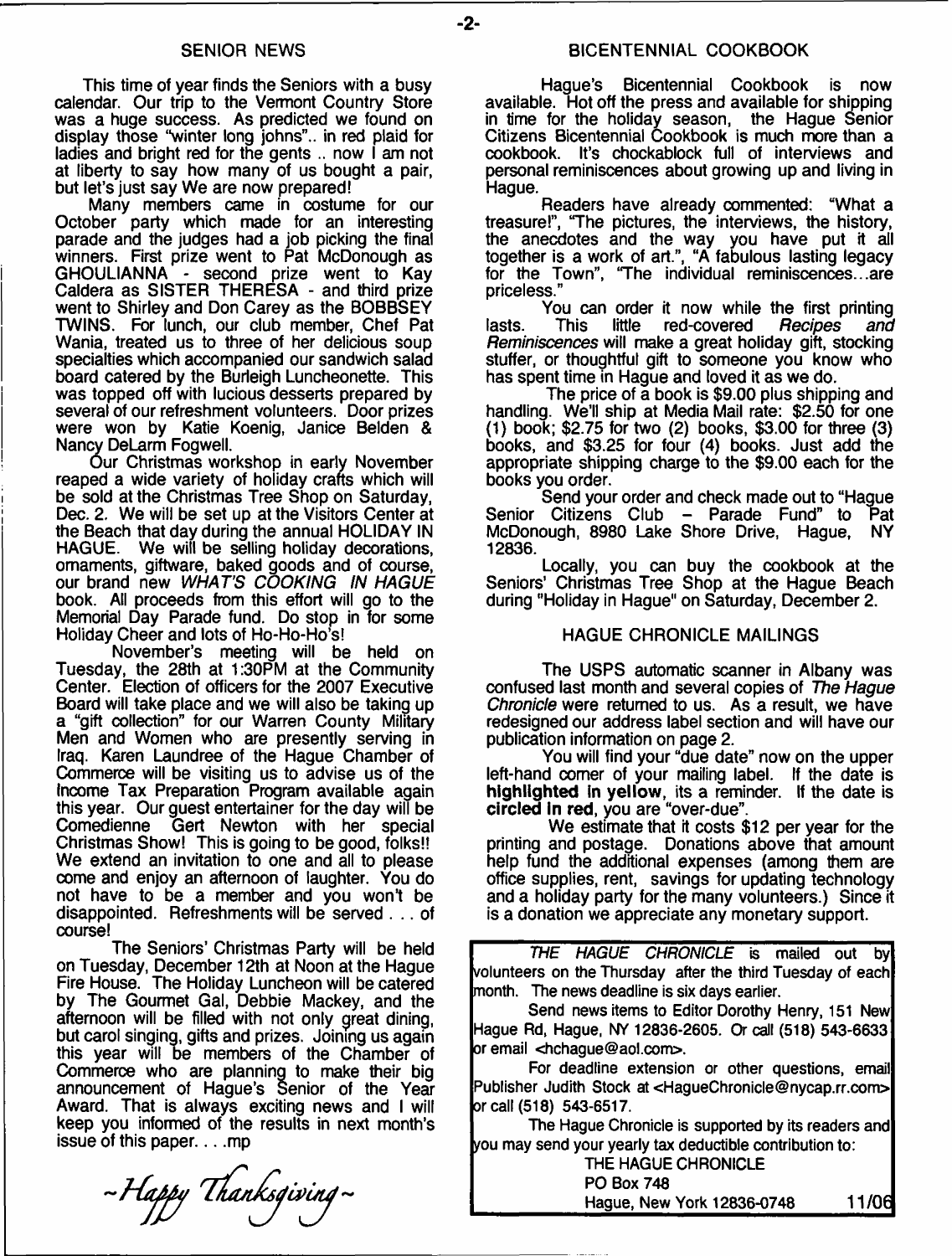## SENIOR NEWS

This time of year finds the Seniors with a busy calendar. Our trip to the Vermont Country Store was a huge success. As predicted we found on display those "winter long johns".. in red plaid for ladies and bright red for the gents .. now I am not at liberty to say how many of us bought a pair, but let's just say We are now prepared!

Many members came in costume for our October party which made for an interesting parade and the judges had a job picking the final winners. First prize went to Pat McDonough as GHOULIANNA - second prize went to Kay Caldera as SISTER THERESA - and third prize went to Shirley and Don Carey as the BOBBSEY TWINS. For lunch, our club member, Chef Pat Wania, treated us to three of her delicious soup specialties which accompanied our sandwich salad board catered by the Burleigh Luncheonette. This was topped off with lucious desserts prepared by several of our refreshment volunteers. Door prizes were won by Katie Koenig, Janice Belden & Nancy DeLarm Fogwell.

Our Christmas workshop in early November reaped a wide variety of holiday crafts which will be sold at the Christmas Tree Shop on Saturday, Dec. 2. We will be set up at the Visitors Center at the Beach that day during the annual HOLIDAY IN HAGUE. We will be selling holiday decorations, ornaments, giftware, baked goods and of course, our brand new *WHAT'S COOKING IN HAGUE* book. All proceeds from this effort will go to the Memorial Day Parade fund. Do stop in for some Holiday Cheer and lots of Ho-Ho-Ho's!

November's meeting will be held on Tuesday, the 28th at 1:30PM at the Community Center. Election of officers for the 2007 Executive Board will take place and we will also be taking up a "gift collection" for our Warren County Military Men and Women who are presently serving in Iraq. Karen Laundree of the Hague Chamber of Commerce will be visiting us to advise us of the Income Tax Preparation Program available again this year. Our guest entertainer for the day will be Comedienne Gert Newton with her special Christmas Show! This is going to be good, folks!! We extend an invitation to one and all to please come and enjoy an afternoon of laughter. You do not have to be a member and you won't be disappointed. Refreshments will be served . . . of course!

The Seniors' Christmas Party will be held on Tuesday, December 12th at Noon at the Hague Fire House. The Holiday Luncheon will be catered by The Gourmet Gal, Debbie Mackey, and the afternoon will be filled with not only great dining, but carol singing, gifts and prizes. Joining us again this year will be members of the Chamber of Commerce who are planning to make their big announcement of Hague's Senior of the Year Award. That is always exciting news and I will keep you informed of the results in next month's issue of this paper. . . .mp

*~Happy Thanksgiving~*

## BICENTENNIAL COOKBOOK

Hague's Bicentennial Cookbook is now available. Hot off the press and available for shipping in time for the holiday season, the Hague Senior Citizens Bicentennial Cookbook is much more than a cookbook. It's chockablock full of interviews and personal reminiscences about growing up and living in Hague.

Readers have already commented: "What a treasure!", "The pictures, the interviews, the history, the anecdotes and the way you have put it all together is a work of art.", "A fabulous lasting legacy for the Town", "The individual reminiscences...are priceless."

You can order it now while the first printing lasts. This little red-covered *Recipes and Reminiscences* will make a great holiday gift, stocking stuffer, or thoughtful gift to someone you know who has spent time in Hague and loved it as we do.

The price of a book is $9.00 plus shipping and handling. We'll ship at Media Mail rate: $2.50 for one (1) book; $2.75 for two (2) books, $3.00 for three (3) books, and $3.25 for four (4) books. Just add the appropriate shipping charge to the $9.00 each for the books you order.

Send your order and check made out to "Hague Senior Citizens Club – Parade Fund" to Pat McDonough, 8980 Lake Shore Drive, Hague, NY 12836.

Locally, you can buy the cookbook at the Seniors' Christmas Tree Shop at the Hague Beach during "Holiday in Hague" on Saturday, December 2.

## HAGUE CHRONICLE MAILINGS

The USPS automatic scanner in Albany was confused last month and several copies of *The Hague Chronicle* were returned to us. As a result, we have redesigned our address label section and will have our publication information on page 2.

You will find your "due date" now on the upper left-hand corner of your mailing label. If the date is **highlighted in yellow**, its a reminder. If the date is **circled in red**, you are "over-due".

We estimate that it costs $12 per year for the printing and postage. Donations above that amount help fund the additional expenses (among them are office supplies, rent, savings for updating technology and a holiday party for the many volunteers.) Since it is a donation we appreciate any monetary support.

*THE HAGUE CHRONICLE* is mailed out by volunteers on the Thursday after the third Tuesday of each month. The news deadline is six days earlier.

Send news items to Editor Dorothy Henry, 151 New Hague Rd, Hague, NY 12836-2605. Or call (518) 543-6633 or email <hchague@aol.com>.

For deadline extension or other questions, email Publisher Judith Stock at <HagueChronicle@nycap.rr.com> or call (518) 543-6517.

The Hague Chronicle is supported by its readers and you may send your yearly tax deductible contribution to:

THE HAGUE CHRONICLE
PO Box 748
Hague, New York 12836-0748 11/06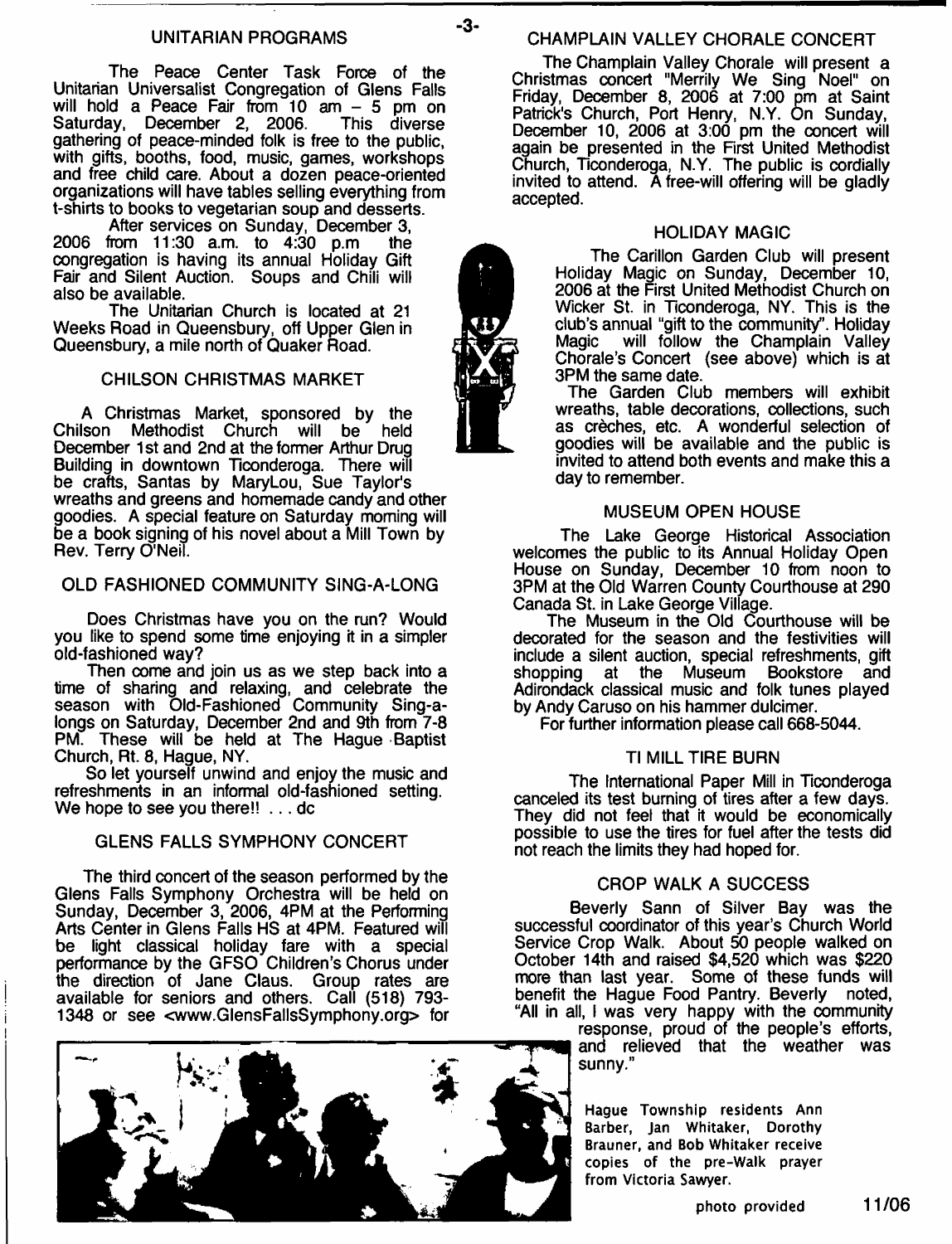## UNITARIAN PROGRAMS

The Peace Center Task Force of the Unitarian Universalist Congregation of Glens Falls will hold a Peace Fair from 10 am – 5 pm on Saturday, December 2, 2006. This diverse gathering of peace-minded folk is free to the public, with gifts, booths, food, music, games, workshops and free child care. About a dozen peace-oriented organizations will have tables selling everything from t-shirts to books to vegetarian soup and desserts.

After services on Sunday, December 3, 2006 from 11:30 a.m. to 4:30 p.m the congregation is having its annual Holiday Gift Fair and Silent Auction. Soups and Chili will also be available.

The Unitarian Church is located at 21 Weeks Road in Queensbury, off Upper Glen in Queensbury, a mile north of Quaker Road.

## CHILSON CHRISTMAS MARKET

A Christmas Market, sponsored by the Chilson Methodist Church will be held December 1st and 2nd at the former Arthur Drug Building in downtown Ticonderoga. There will be crafts, Santas by MaryLou, Sue Taylor's wreaths and greens and homemade candy and other goodies. A special feature on Saturday morning will be a book signing of his novel about a Mill Town by Rev. Terry O'Neil.

## OLD FASHIONED COMMUNITY SING-A-LONG

Does Christmas have you on the run? Would you like to spend some time enjoying it in a simpler old-fashioned way?

Then come and join us as we step back into a time of sharing and relaxing, and celebrate the season with Old-Fashioned Community Sing-a-longs on Saturday, December 2nd and 9th from 7-8 PM. These will be held at The Hague Baptist Church, Rt. 8, Hague, NY.

So let yourself unwind and enjoy the music and refreshments in an informal old-fashioned setting. We hope to see you there!! . . . dc

## GLENS FALLS SYMPHONY CONCERT

The third concert of the season performed by the Glens Falls Symphony Orchestra will be held on Sunday, December 3, 2006, 4PM at the Performing Arts Center in Glens Falls HS at 4PM. Featured will be light classical holiday fare with a special performance by the GFSO Children's Chorus under the direction of Jane Claus. Group rates are available for seniors and others. Call (518) 793-1348 or see <www.GlensFallsSymphony.org> for

## CHAMPLAIN VALLEY CHORALE CONCERT

The Champlain Valley Chorale will present a Christmas concert "Merrily We Sing Noel" on Friday, December 8, 2006 at 7:00 pm at Saint Patrick's Church, Port Henry, N.Y. On Sunday, December 10, 2006 at 3:00 pm the concert will again be presented in the First United Methodist Church, Ticonderoga, N.Y. The public is cordially invited to attend. A free-will offering will be gladly accepted.

## HOLIDAY MAGIC

The Carillon Garden Club will present Holiday Magic on Sunday, December 10, 2006 at the First United Methodist Church on Wicker St. in Ticonderoga, NY. This is the club's annual "gift to the community". Holiday Magic will follow the Champlain Valley Chorale's Concert (see above) which is at 3PM the same date.

The Garden Club members will exhibit wreaths, table decorations, collections, such as crèches, etc. A wonderful selection of goodies will be available and the public is invited to attend both events and make this a day to remember.

## MUSEUM OPEN HOUSE

The Lake George Historical Association welcomes the public to its Annual Holiday Open House on Sunday, December 10 from noon to 3PM at the Old Warren County Courthouse at 290 Canada St. in Lake George Village.

The Museum in the Old Courthouse will be decorated for the season and the festivities will include a silent auction, special refreshments, gift shopping at the Museum Bookstore and Adirondack classical music and folk tunes played by Andy Caruso on his hammer dulcimer.

For further information please call 668-5044.

## TI MILL TIRE BURN

The International Paper Mill in Ticonderoga canceled its test burning of tires after a few days. They did not feel that it would be economically possible to use the tires for fuel after the tests did not reach the limits they had hoped for.

## CROP WALK A SUCCESS

Beverly Sann of Silver Bay was the successful coordinator of this year's Church World Service Crop Walk. About 50 people walked on October 14th and raised $4,520 which was $220 more than last year. Some of these funds will benefit the Hague Food Pantry. Beverly noted, "All in all, I was very happy with the community response, proud of the people's efforts, and relieved that the weather was sunny."

Hague Township residents Ann Barber, Jan Whitaker, Dorothy Brauner, and Bob Whitaker receive copies of the pre-Walk prayer from Victoria Sawyer.

photo provided

11/06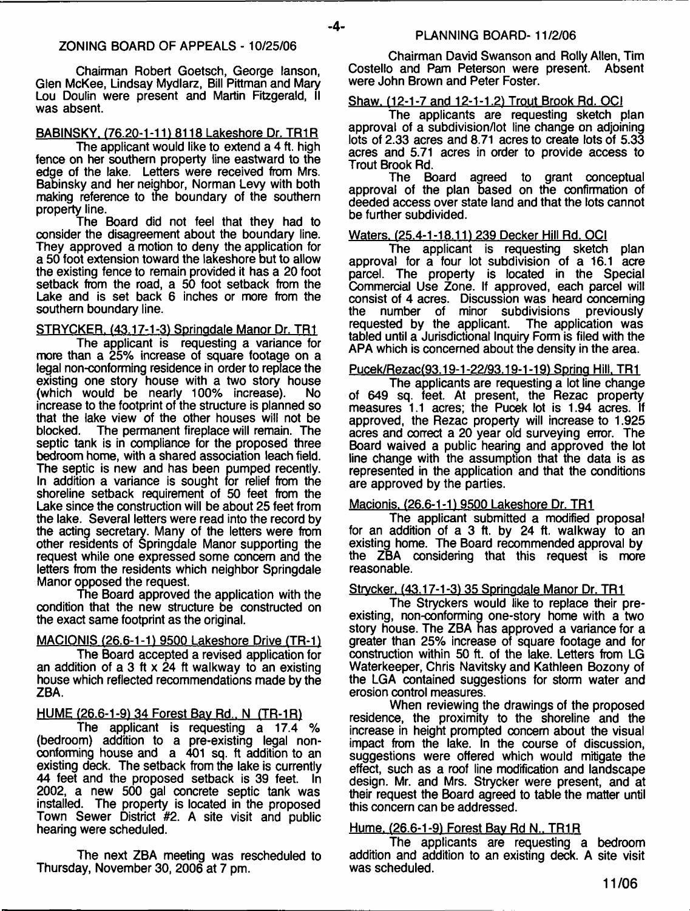## ZONING BOARD OF APPEALS - 10/25/06

Chairman Robert Goetsch, George Ianson, Glen McKee, Lindsay Mydlarz, Bill Pittman and Mary Lou Doulin were present and Martin Fitzgerald, II was absent.

BABINSKY, (76.20-1-11) 8118 Lakeshore Dr. TR1R

The applicant would like to extend a 4 ft. high fence on her southern property line eastward to the edge of the lake. Letters were received from Mrs. Babinsky and her neighbor, Norman Levy with both making reference to the boundary of the southern property line.

The Board did not feel that they had to consider the disagreement about the boundary line. They approved a motion to deny the application for a 50 foot extension toward the lakeshore but to allow the existing fence to remain provided it has a 20 foot setback from the road, a 50 foot setback from the Lake and is set back 6 inches or more from the southern boundary line.

STRYCKER, (43.17-1-3) Springdale Manor Dr. TR1

The applicant is requesting a variance for more than a 25% increase of square footage on a legal non-conforming residence in order to replace the existing one story house with a two story house (which would be nearly 100% increase). No increase to the footprint of the structure is planned so that the lake view of the other houses will not be blocked. The permanent fireplace will remain. The septic tank is in compliance for the proposed three bedroom home, with a shared association leach field. The septic is new and has been pumped recently. In addition a variance is sought for relief from the shoreline setback requirement of 50 feet from the Lake since the construction will be about 25 feet from the lake. Several letters were read into the record by the acting secretary. Many of the letters were from other residents of Springdale Manor supporting the request while one expressed some concern and the letters from the residents which neighbor Springdale Manor opposed the request.

The Board approved the application with the condition that the new structure be constructed on the exact same footprint as the original.

MACIONIS (26.6-1-1) 9500 Lakeshore Drive (TR-1)

The Board accepted a revised application for an addition of a 3 ft x 24 ft walkway to an existing house which reflected recommendations made by the ZBA.

HUME (26.6-1-9) 34 Forest Bay Rd., N (TR-1R)

The applicant is requesting a 17.4 % (bedroom) addition to a pre-existing legal non-conforming house and a 401 sq. ft addition to an existing deck. The setback from the lake is currently 44 feet and the proposed setback is 39 feet. In 2002, a new 500 gal concrete septic tank was installed. The property is located in the proposed Town Sewer District #2. A site visit and public hearing were scheduled.

The next ZBA meeting was rescheduled to Thursday, November 30, 2006 at 7 pm.

## PLANNING BOARD- 11/2/06

Chairman David Swanson and Rolly Allen, Tim Costello and Pam Peterson were present. Absent were John Brown and Peter Foster.

Shaw, (12-1-7 and 12-1-1.2) Trout Brook Rd. OCI

The applicants are requesting sketch plan approval of a subdivision/lot line change on adjoining lots of 2.33 acres and 8.71 acres to create lots of 5.33 acres and 5.71 acres in order to provide access to Trout Brook Rd.

The Board agreed to grant conceptual approval of the plan based on the confirmation of deeded access over state land and that the lots cannot be further subdivided.

Waters, (25.4-1-18.11) 239 Decker Hill Rd. OCI

The applicant is requesting sketch plan approval for a four lot subdivision of a 16.1 acre parcel. The property is located in the Special Commercial Use Zone. If approved, each parcel will consist of 4 acres. Discussion was heard concerning the number of minor subdivisions previously requested by the applicant. The application was tabled until a Jurisdictional Inquiry Form is filed with the APA which is concerned about the density in the area.

Pucek/Rezac(93.19-1-22/93.19-1-19) Spring Hill, TR1

The applicants are requesting a lot line change of 649 sq. feet. At present, the Rezac property measures 1.1 acres; the Pucek lot is 1.94 acres. If approved, the Rezac property will increase to 1.925 acres and correct a 20 year old surveying error. The Board waived a public hearing and approved the lot line change with the assumption that the data is as represented in the application and that the conditions are approved by the parties.

Macionis, (26.6-1-1) 9500 Lakeshore Dr. TR1

The applicant submitted a modified proposal for an addition of a 3 ft. by 24 ft. walkway to an existing home. The Board recommended approval by the ZBA considering that this request is more reasonable.

Strycker, (43.17-1-3) 35 Springdale Manor Dr. TR1

The Stryckers would like to replace their pre-existing, non-conforming one-story home with a two story house. The ZBA has approved a variance for a greater than 25% increase of square footage and for construction within 50 ft. of the lake. Letters from LG Waterkeeper, Chris Navitsky and Kathleen Bozony of the LGA contained suggestions for storm water and erosion control measures.

When reviewing the drawings of the proposed residence, the proximity to the shoreline and the increase in height prompted concern about the visual impact from the lake. In the course of discussion, suggestions were offered which would mitigate the effect, such as a roof line modification and landscape design. Mr. and Mrs. Strycker were present, and at their request the Board agreed to table the matter until this concern can be addressed.

Hume, (26.6-1-9) Forest Bay Rd N., TR1R

The applicants are requesting a bedroom addition and addition to an existing deck. A site visit was scheduled.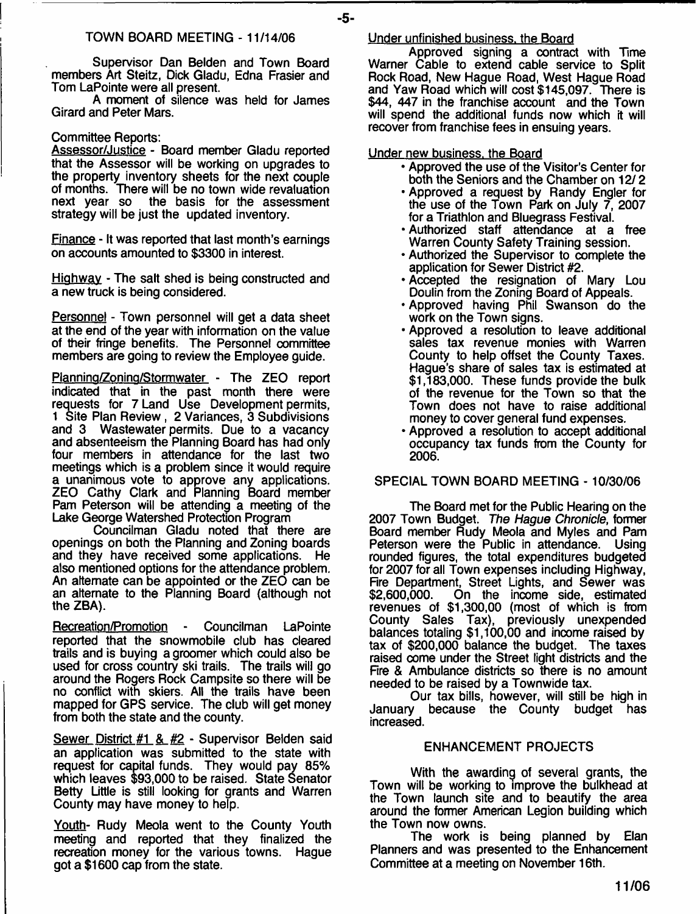## TOWN BOARD MEETING - 11/14/06

Supervisor Dan Belden and Town Board members Art Steitz, Dick Gladu, Edna Frasier and Tom LaPointe were all present.

A moment of silence was held for James Girard and Peter Mars.

Committee Reports:

Assessor/Justice - Board member Gladu reported that the Assessor will be working on upgrades to the property inventory sheets for the next couple of months. There will be no town wide revaluation next year so the basis for the assessment strategy will be just the updated inventory.

Finance - It was reported that last month's earnings on accounts amounted to $3300 in interest.

Highway - The salt shed is being constructed and a new truck is being considered.

Personnel - Town personnel will get a data sheet at the end of the year with information on the value of their fringe benefits. The Personnel committee members are going to review the Employee guide.

Planning/Zoning/Stormwater - The ZEO report indicated that in the past month there were requests for 7 Land Use Development permits, 1 Site Plan Review, 2 Variances, 3 Subdivisions and 3 Wastewater permits. Due to a vacancy and absenteeism the Planning Board has had only four members in attendance for the last two meetings which is a problem since it would require a unanimous vote to approve any applications. ZEO Cathy Clark and Planning Board member Pam Peterson will be attending a meeting of the Lake George Watershed Protection Program

Councilman Gladu noted that there are openings on both the Planning and Zoning boards and they have received some applications. He also mentioned options for the attendance problem. An alternate can be appointed or the ZEO can be an alternate to the Planning Board (although not the ZBA).

Recreation/Promotion - Councilman LaPointe reported that the snowmobile club has cleared trails and is buying a groomer which could also be used for cross country ski trails. The trails will go around the Rogers Rock Campsite so there will be no conflict with skiers. All the trails have been mapped for GPS service. The club will get money from both the state and the county.

Sewer District #1 & #2 - Supervisor Belden said an application was submitted to the state with request for capital funds. They would pay 85% which leaves $93,000 to be raised. State Senator Betty Little is still looking for grants and Warren County may have money to help.

Youth- Rudy Meola went to the County Youth meeting and reported that they finalized the recreation money for the various towns. Hague got a $1600 cap from the state.

Under unfinished business, the Board

Approved signing a contract with Time Warner Cable to extend cable service to Split Rock Road, New Hague Road, West Hague Road and Yaw Road which will cost $145,097. There is $44, 447 in the franchise account and the Town will spend the additional funds now which it will recover from franchise fees in ensuing years.

Under new business, the Board

- Approved the use of the Visitor's Center for both the Seniors and the Chamber on 12/ 2
- Approved a request by Randy Engler for the use of the Town Park on July 7, 2007 for a Triathlon and Bluegrass Festival.
- Authorized staff attendance at a free Warren County Safety Training session.
- Authorized the Supervisor to complete the application for Sewer District #2.
- Accepted the resignation of Mary Lou Doulin from the Zoning Board of Appeals.
- Approved having Phil Swanson do the work on the Town signs.
- Approved a resolution to leave additional sales tax revenue monies with Warren County to help offset the County Taxes. Hague's share of sales tax is estimated at $1,183,000. These funds provide the bulk of the revenue for the Town so that the Town does not have to raise additional money to cover general fund expenses.
- Approved a resolution to accept additional occupancy tax funds from the County for 2006.

## SPECIAL TOWN BOARD MEETING - 10/30/06

The Board met for the Public Hearing on the 2007 Town Budget. *The Hague Chronicle*, former Board member Rudy Meola and Myles and Pam Peterson were the Public in attendance. Using rounded figures, the total expenditures budgeted for 2007 for all Town expenses including Highway, Fire Department, Street Lights, and Sewer was $2,600,000. On the income side, estimated revenues of $1,300,00 (most of which is from County Sales Tax), previously unexpended balances totaling $1,100,00 and income raised by tax of $200,000 balance the budget. The taxes raised come under the Street light districts and the Fire & Ambulance districts so there is no amount needed to be raised by a Townwide tax.

Our tax bills, however, will still be high in January because the County budget has increased.

## ENHANCEMENT PROJECTS

With the awarding of several grants, the Town will be working to improve the bulkhead at the Town launch site and to beautify the area around the former American Legion building which the Town now owns.

The work is being planned by Elan Planners and was presented to the Enhancement Committee at a meeting on November 16th.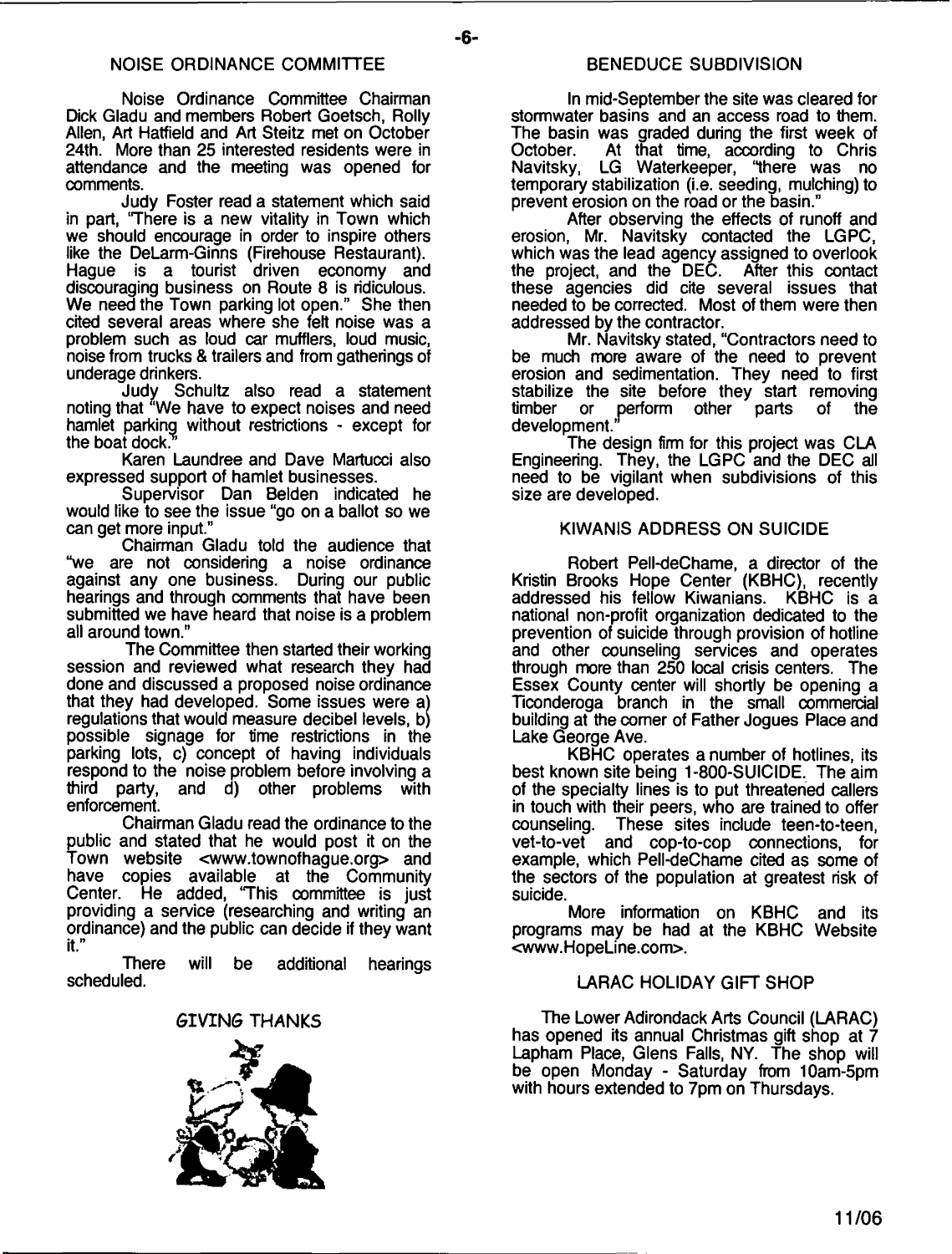## NOISE ORDINANCE COMMITTEE

Noise Ordinance Committee Chairman Dick Gladu and members Robert Goetsch, Rolly Allen, Art Hatfield and Art Steitz met on October 24th. More than 25 interested residents were in attendance and the meeting was opened for comments.

Judy Foster read a statement which said in part, "There is a new vitality in Town which we should encourage in order to inspire others like the DeLarm-Ginns (Firehouse Restaurant). Hague is a tourist driven economy and discouraging business on Route 8 is ridiculous. We need the Town parking lot open." She then cited several areas where she felt noise was a problem such as loud car mufflers, loud music, noise from trucks & trailers and from gatherings of underage drinkers.

Judy Schultz also read a statement noting that "We have to expect noises and need hamlet parking without restrictions - except for the boat dock."

Karen Laundree and Dave Martucci also expressed support of hamlet businesses.

Supervisor Dan Belden indicated he would like to see the issue "go on a ballot so we can get more input."

Chairman Gladu told the audience that "we are not considering a noise ordinance against any one business. During our public hearings and through comments that have been submitted we have heard that noise is a problem all around town."

The Committee then started their working session and reviewed what research they had done and discussed a proposed noise ordinance that they had developed. Some issues were a) regulations that would measure decibel levels, b) possible signage for time restrictions in the parking lots, c) concept of having individuals respond to the noise problem before involving a third party, and d) other problems with enforcement.

Chairman Gladu read the ordinance to the public and stated that he would post it on the Town website <www.townofhague.org> and have copies available at the Community Center. He added, "This committee is just providing a service (researching and writing an ordinance) and the public can decide if they want it."

There will be additional hearings scheduled.

GIVING THANKS

## BENEDUCE SUBDIVISION

In mid-September the site was cleared for stormwater basins and an access road to them. The basin was graded during the first week of October. At that time, according to Chris Navitsky, LG Waterkeeper, "there was no temporary stabilization (i.e. seeding, mulching) to prevent erosion on the road or the basin."

After observing the effects of runoff and erosion, Mr. Navitsky contacted the LGPC, which was the lead agency assigned to overlook the project, and the DEC. After this contact these agencies did cite several issues that needed to be corrected. Most of them were then addressed by the contractor.

Mr. Navitsky stated, "Contractors need to be much more aware of the need to prevent erosion and sedimentation. They need to first stabilize the site before they start removing timber or perform other parts of the development."

The design firm for this project was CLA Engineering. They, the LGPC and the DEC all need to be vigilant when subdivisions of this size are developed.

## KIWANIS ADDRESS ON SUICIDE

Robert Pell-deChame, a director of the Kristin Brooks Hope Center (KBHC), recently addressed his fellow Kiwanians. KBHC is a national non-profit organization dedicated to the prevention of suicide through provision of hotline and other counseling services and operates through more than 250 local crisis centers. The Essex County center will shortly be opening a Ticonderoga branch in the small commercial building at the corner of Father Jogues Place and Lake George Ave.

KBHC operates a number of hotlines, its best known site being 1-800-SUICIDE. The aim of the specialty lines is to put threatened callers in touch with their peers, who are trained to offer counseling. These sites include teen-to-teen, vet-to-vet and cop-to-cop connections, for example, which Pell-deChame cited as some of the sectors of the population at greatest risk of suicide.

More information on KBHC and its programs may be had at the KBHC Website <www.HopeLine.com>.

## LARAC HOLIDAY GIFT SHOP

The Lower Adirondack Arts Council (LARAC) has opened its annual Christmas gift shop at 7 Lapham Place, Glens Falls, NY. The shop will be open Monday - Saturday from 10am-5pm with hours extended to 7pm on Thursdays.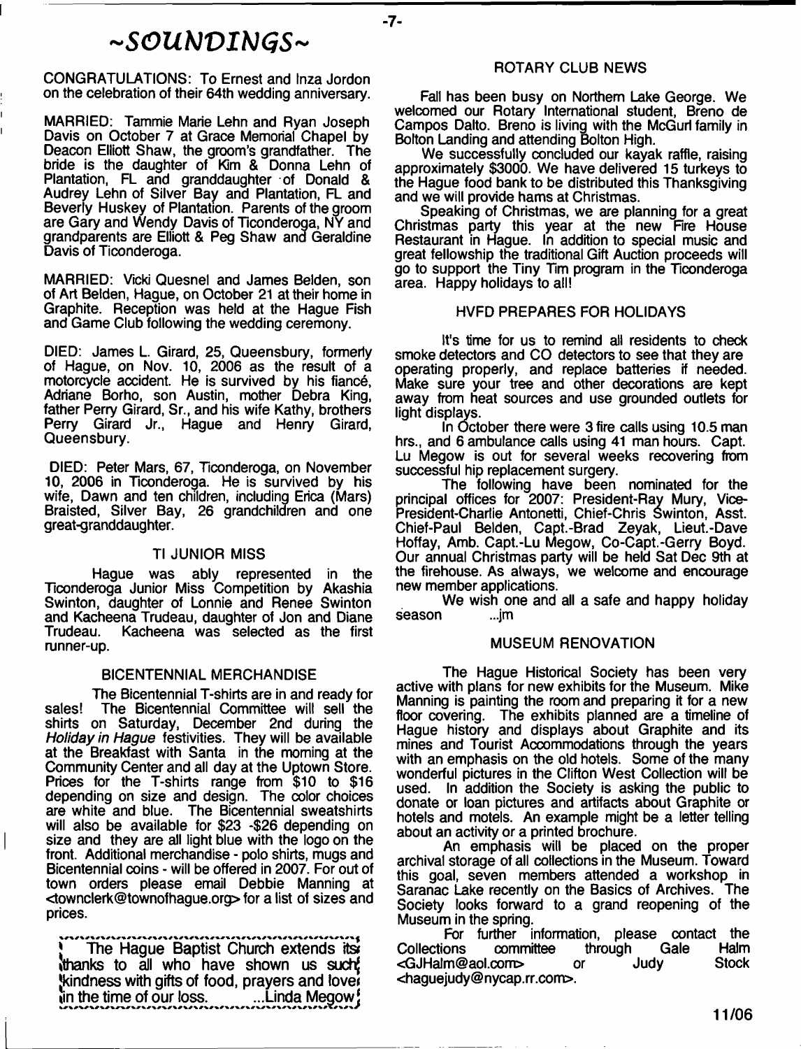# ~SOUNDINGS~

CONGRATULATIONS: To Ernest and Inza Jordon on the celebration of their 64th wedding anniversary.

MARRIED: Tammie Marie Lehn and Ryan Joseph Davis on October 7 at Grace Memorial Chapel by Deacon Elliott Shaw, the groom's grandfather. The bride is the daughter of Kim & Donna Lehn of Plantation, FL and granddaughter of Donald & Audrey Lehn of Silver Bay and Plantation, FL and Beverly Huskey of Plantation. Parents of the groom are Gary and Wendy Davis of Ticonderoga, NY and grandparents are Elliott & Peg Shaw and Geraldine Davis of Ticonderoga.

MARRIED: Vicki Quesnel and James Belden, son of Art Belden, Hague, on October 21 at their home in Graphite. Reception was held at the Hague Fish and Game Club following the wedding ceremony.

DIED: James L. Girard, 25, Queensbury, formerly of Hague, on Nov. 10, 2006 as the result of a motorcycle accident. He is survived by his fiancé, Adriane Borho, son Austin, mother Debra King, father Perry Girard, Sr., and his wife Kathy, brothers Perry Girard Jr., Hague and Henry Girard, Queensbury.

DIED: Peter Mars, 67, Ticonderoga, on November 10, 2006 in Ticonderoga. He is survived by his wife, Dawn and ten children, including Erica (Mars) Braisted, Silver Bay, 26 grandchildren and one great-granddaughter.

## TI JUNIOR MISS

Hague was ably represented in the Ticonderoga Junior Miss Competition by Akashia Swinton, daughter of Lonnie and Renee Swinton and Kacheena Trudeau, daughter of Jon and Diane Trudeau. Kacheena was selected as the first runner-up.

## BICENTENNIAL MERCHANDISE

The Bicentennial T-shirts are in and ready for sales! The Bicentennial Committee will sell the shirts on Saturday, December 2nd during the *Holiday in Hague* festivities. They will be available at the Breakfast with Santa in the morning at the Community Center and all day at the Uptown Store. Prices for the T-shirts range from $10 to $16 depending on size and design. The color choices are white and blue. The Bicentennial sweatshirts will also be available for $23 -$26 depending on size and they are all light blue with the logo on the front. Additional merchandise - polo shirts, mugs and Bicentennial coins - will be offered in 2007. For out of town orders please email Debbie Manning at <townclerk@townofhague.org> for a list of sizes and prices.

The Hague Baptist Church extends its thanks to all who have shown us such kindness with gifts of food, prayers and love in the time of our loss. ...Linda Megow

## ROTARY CLUB NEWS

Fall has been busy on Northern Lake George. We welcomed our Rotary International student, Breno de Campos Dalto. Breno is living with the McGurl family in Bolton Landing and attending Bolton High.

We successfully concluded our kayak raffle, raising approximately $3000. We have delivered 15 turkeys to the Hague food bank to be distributed this Thanksgiving and we will provide hams at Christmas.

Speaking of Christmas, we are planning for a great Christmas party this year at the new Fire House Restaurant in Hague. In addition to special music and great fellowship the traditional Gift Auction proceeds will go to support the Tiny Tim program in the Ticonderoga area. Happy holidays to all!

## HVFD PREPARES FOR HOLIDAYS

It's time for us to remind all residents to check smoke detectors and CO detectors to see that they are operating properly, and replace batteries if needed. Make sure your tree and other decorations are kept away from heat sources and use grounded outlets for light displays.

In October there were 3 fire calls using 10.5 man hrs., and 6 ambulance calls using 41 man hours. Capt. Lu Megow is out for several weeks recovering from successful hip replacement surgery.

The following have been nominated for the principal offices for 2007: President-Ray Mury, Vice-President-Charlie Antonetti, Chief-Chris Swinton, Asst. Chief-Paul Belden, Capt.-Brad Zeyak, Lieut.-Dave Hoffay, Amb. Capt.-Lu Megow, Co-Capt.-Gerry Boyd. Our annual Christmas party will be held Sat Dec 9th at the firehouse. As always, we welcome and encourage new member applications.

We wish one and all a safe and happy holiday season ...jm

## MUSEUM RENOVATION

The Hague Historical Society has been very active with plans for new exhibits for the Museum. Mike Manning is painting the room and preparing it for a new floor covering. The exhibits planned are a timeline of Hague history and displays about Graphite and its mines and Tourist Accommodations through the years with an emphasis on the old hotels. Some of the many wonderful pictures in the Clifton West Collection will be used. In addition the Society is asking the public to donate or loan pictures and artifacts about Graphite or hotels and motels. An example might be a letter telling about an activity or a printed brochure.

An emphasis will be placed on the proper archival storage of all collections in the Museum. Toward this goal, seven members attended a workshop in Saranac Lake recently on the Basics of Archives. The Society looks forward to a grand reopening of the Museum in the spring.

For further information, please contact the Collections committee through Gale Halm <GJHalm@aol.com> or Judy Stock <haguejudy@nycap.rr.com>.

11/06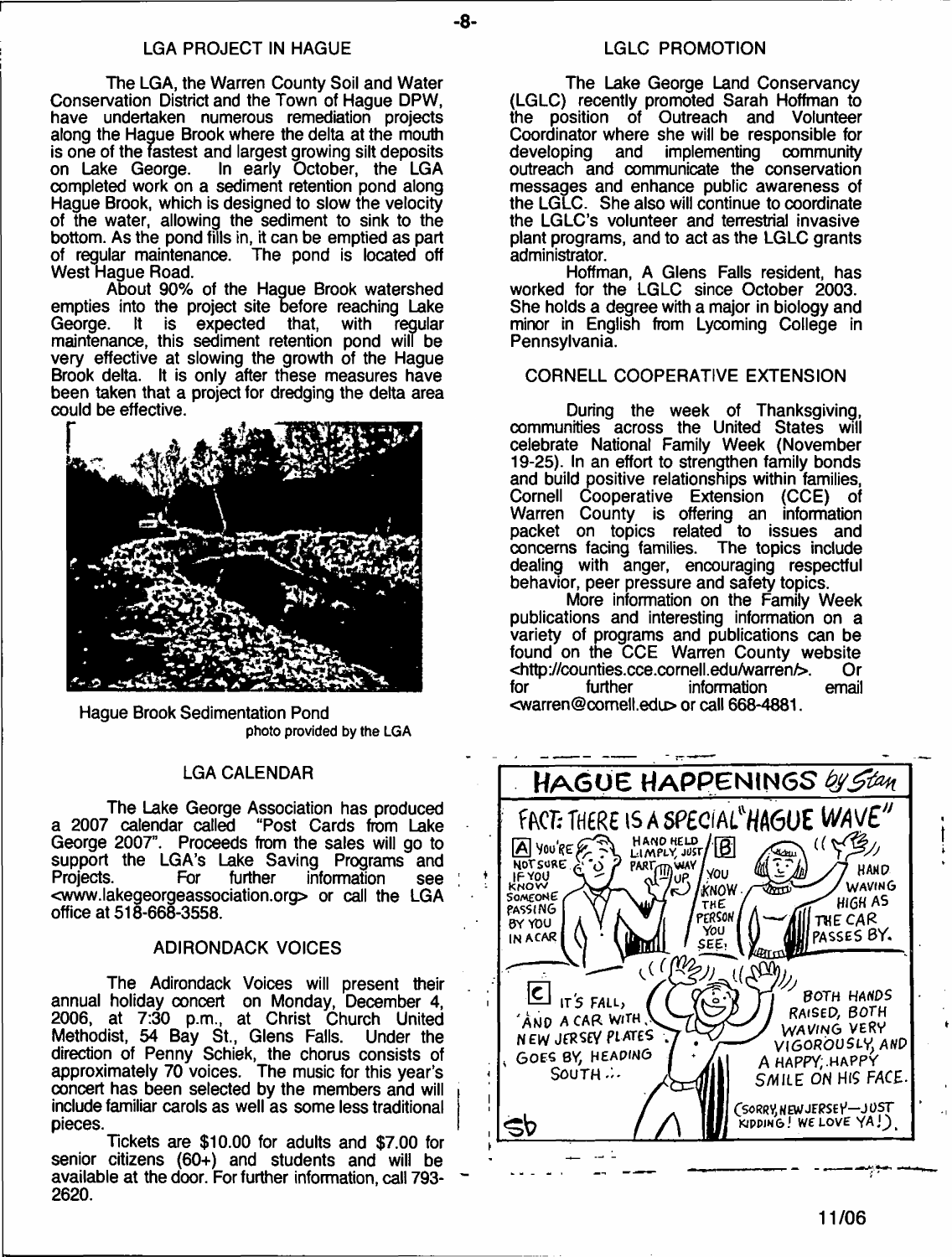## LGA PROJECT IN HAGUE

The LGA, the Warren County Soil and Water Conservation District and the Town of Hague DPW, have undertaken numerous remediation projects along the Hague Brook where the delta at the mouth is one of the fastest and largest growing silt deposits on Lake George. In early October, the LGA completed work on a sediment retention pond along Hague Brook, which is designed to slow the velocity of the water, allowing the sediment to sink to the bottom. As the pond fills in, it can be emptied as part of regular maintenance. The pond is located off West Hague Road.

About 90% of the Hague Brook watershed empties into the project site before reaching Lake George. It is expected that, with regular maintenance, this sediment retention pond will be very effective at slowing the growth of the Hague Brook delta. It is only after these measures have been taken that a project for dredging the delta area could be effective.

Hague Brook Sedimentation Pond
photo provided by the LGA

## LGA CALENDAR

The Lake George Association has produced a 2007 calendar called "Post Cards from Lake George 2007". Proceeds from the sales will go to support the LGA's Lake Saving Programs and Projects. For further information see <www.lakegeorgeassociation.org> or call the LGA office at 518-668-3558.

## ADIRONDACK VOICES

The Adirondack Voices will present their annual holiday concert on Monday, December 4, 2006, at 7:30 p.m., at Christ Church United Methodist, 54 Bay St., Glens Falls. Under the direction of Penny Schiek, the chorus consists of approximately 70 voices. The music for this year's concert has been selected by the members and will include familiar carols as well as some less traditional pieces.

Tickets are $10.00 for adults and $7.00 for senior citizens (60+) and students and will be available at the door. For further information, call 793-2620.

## LGLC PROMOTION

The Lake George Land Conservancy (LGLC) recently promoted Sarah Hoffman to the position of Outreach and Volunteer Coordinator where she will be responsible for developing and implementing community outreach and communicate the conservation messages and enhance public awareness of the LGLC. She also will continue to coordinate the LGLC's volunteer and terrestrial invasive plant programs, and to act as the LGLC grants administrator.

Hoffman, A Glens Falls resident, has worked for the LGLC since October 2003. She holds a degree with a major in biology and minor in English from Lycoming College in Pennsylvania.

## CORNELL COOPERATIVE EXTENSION

During the week of Thanksgiving, communities across the United States will celebrate National Family Week (November 19-25). In an effort to strengthen family bonds and build positive relationships within families, Cornell Cooperative Extension (CCE) of Warren County is offering an information packet on topics related to issues and concerns facing families. The topics include dealing with anger, encouraging respectful behavior, peer pressure and safety topics.

More information on the Family Week publications and interesting information on a variety of programs and publications can be found on the CCE Warren County website <http://counties.cce.cornell.edu/warren/>. Or for further information email <warren@cornell.edu> or call 668-4881.

## HAGUE HAPPENINGS *by Stan*

FACT: THERE IS A SPECIAL "HAGUE WAVE"

[A] YOU'RE NOT SURE IF YOU KNOW SOMEONE PASSING BY YOU IN A CAR — HAND HELD LIMPLY, JUST PART WAY UP

[B] YOU KNOW THE PERSON YOU SEE: HAND WAVING HIGH AS THE CAR PASSES BY.

[C] IT'S FALL, AND A CAR WITH NEW JERSEY PLATES GOES BY, HEADING SOUTH... BOTH HANDS RAISED, BOTH WAVING VERY VIGOROUSLY, AND A HAPPY, HAPPY SMILE ON HIS FACE.

(SORRY, NEW JERSEY—JUST KIDDING! WE LOVE YA!)

sb

11/06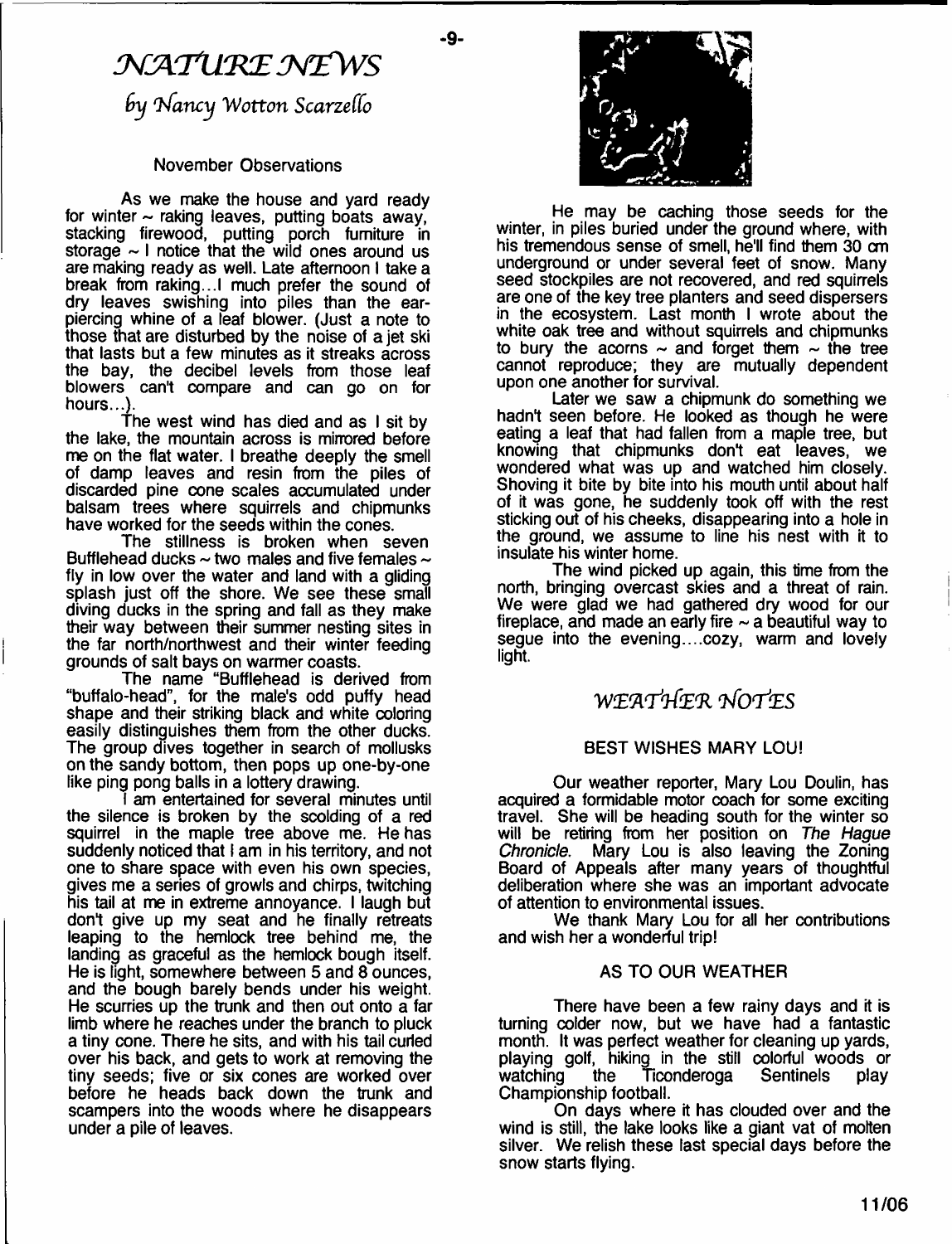# NATURE NEWS

*by Nancy Wotton Scarzello*

### November Observations

As we make the house and yard ready for winter ~ raking leaves, putting boats away, stacking firewood, putting porch furniture in storage ~ I notice that the wild ones around us are making ready as well. Late afternoon I take a break from raking...I much prefer the sound of dry leaves swishing into piles than the ear-piercing whine of a leaf blower. (Just a note to those that are disturbed by the noise of a jet ski that lasts but a few minutes as it streaks across the bay, the decibel levels from those leaf blowers can't compare and can go on for hours...).

The west wind has died and as I sit by the lake, the mountain across is mirrored before me on the flat water. I breathe deeply the smell of damp leaves and resin from the piles of discarded pine cone scales accumulated under balsam trees where squirrels and chipmunks have worked for the seeds within the cones.

The stillness is broken when seven Bufflehead ducks ~ two males and five females ~ fly in low over the water and land with a gliding splash just off the shore. We see these small diving ducks in the spring and fall as they make their way between their summer nesting sites in the far north/northwest and their winter feeding grounds of salt bays on warmer coasts.

The name "Bufflehead is derived from "buffalo-head", for the male's odd puffy head shape and their striking black and white coloring easily distinguishes them from the other ducks. The group dives together in search of mollusks on the sandy bottom, then pops up one-by-one like ping pong balls in a lottery drawing.

I am entertained for several minutes until the silence is broken by the scolding of a red squirrel in the maple tree above me. He has suddenly noticed that I am in his territory, and not one to share space with even his own species, gives me a series of growls and chirps, twitching his tail at me in extreme annoyance. I laugh but don't give up my seat and he finally retreats leaping to the hemlock tree behind me, the landing as graceful as the hemlock bough itself. He is light, somewhere between 5 and 8 ounces, and the bough barely bends under his weight. He scurries up the trunk and then out onto a far limb where he reaches under the branch to pluck a tiny cone. There he sits, and with his tail curled over his back, and gets to work at removing the tiny seeds; five or six cones are worked over before he heads back down the trunk and scampers into the woods where he disappears under a pile of leaves.

He may be caching those seeds for the winter, in piles buried under the ground where, with his tremendous sense of smell, he'll find them 30 cm underground or under several feet of snow. Many seed stockpiles are not recovered, and red squirrels are one of the key tree planters and seed dispersers in the ecosystem. Last month I wrote about the white oak tree and without squirrels and chipmunks to bury the acorns ~ and forget them ~ the tree cannot reproduce; they are mutually dependent upon one another for survival.

Later we saw a chipmunk do something we hadn't seen before. He looked as though he were eating a leaf that had fallen from a maple tree, but knowing that chipmunks don't eat leaves, we wondered what was up and watched him closely. Shoving it bite by bite into his mouth until about half of it was gone, he suddenly took off with the rest sticking out of his cheeks, disappearing into a hole in the ground, we assume to line his nest with it to insulate his winter home.

The wind picked up again, this time from the north, bringing overcast skies and a threat of rain. We were glad we had gathered dry wood for our fireplace, and made an early fire ~ a beautiful way to segue into the evening....cozy, warm and lovely light.

# WEATHER NOTES

### BEST WISHES MARY LOU!

Our weather reporter, Mary Lou Doulin, has acquired a formidable motor coach for some exciting travel. She will be heading south for the winter so will be retiring from her position on *The Hague Chronicle*. Mary Lou is also leaving the Zoning Board of Appeals after many years of thoughtful deliberation where she was an important advocate of attention to environmental issues.

We thank Mary Lou for all her contributions and wish her a wonderful trip!

### AS TO OUR WEATHER

There have been a few rainy days and it is turning colder now, but we have had a fantastic month. It was perfect weather for cleaning up yards, playing golf, hiking in the still colorful woods or watching the Ticonderoga Sentinels play Championship football.

On days where it has clouded over and the wind is still, the lake looks like a giant vat of molten silver. We relish these last special days before the snow starts flying.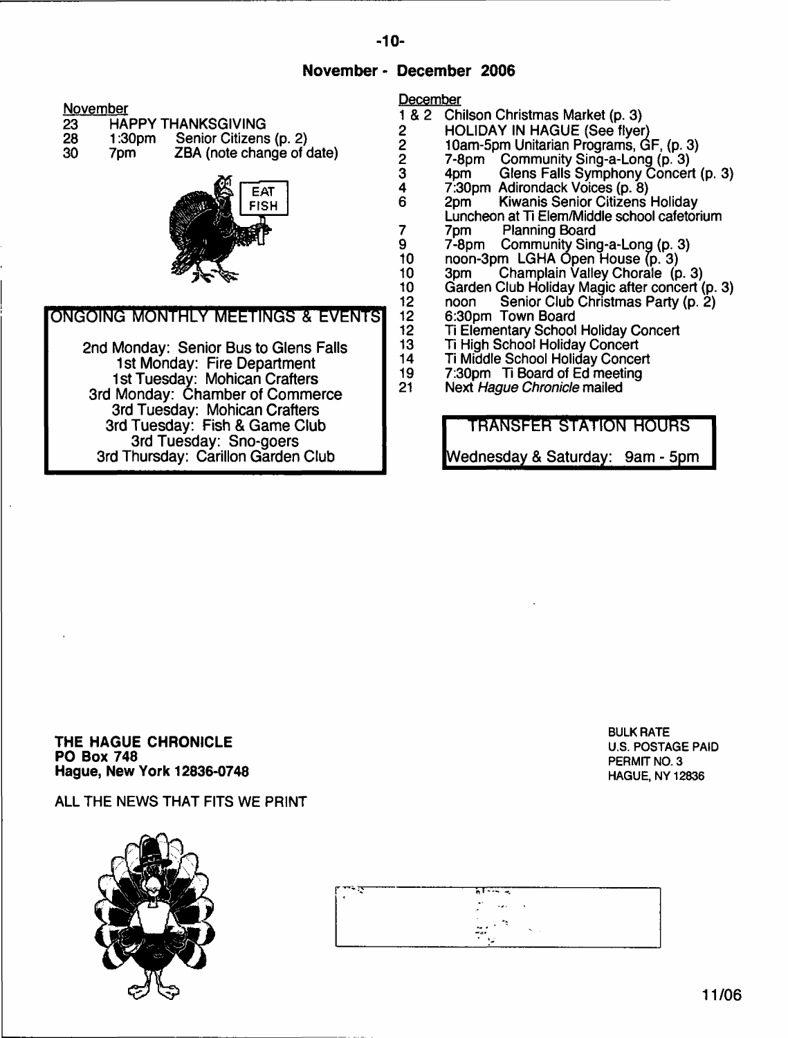## November - December 2006

### November

| | | |
|---|---|---|
| 23 | | HAPPY THANKSGIVING |
| 28 | 1:30pm | Senior Citizens (p. 2) |
| 30 | 7pm | ZBA (note change of date) |

EAT FISH

### ONGOING MONTHLY MEETINGS & EVENTS

2nd Monday: Senior Bus to Glens Falls
1st Monday: Fire Department
1st Tuesday: Mohican Crafters
3rd Monday: Chamber of Commerce
3rd Tuesday: Mohican Crafters
3rd Tuesday: Fish & Game Club
3rd Tuesday: Sno-goers
3rd Thursday: Carillon Garden Club

### December

| | |
|---|---|
| 1 & 2 | Chilson Christmas Market (p. 3) |
| 2 | HOLIDAY IN HAGUE (See flyer) |
| 2 | 10am-5pm Unitarian Programs, GF, (p. 3) |
| 2 | 7-8pm Community Sing-a-Long (p. 3) |
| 3 | 4pm Glens Falls Symphony Concert (p. 3) |
| 4 | 7:30pm Adirondack Voices (p. 8) |
| 6 | 2pm Kiwanis Senior Citizens Holiday Luncheon at Ti Elem/Middle school cafetorium |
| 7 | 7pm Planning Board |
| 9 | 7-8pm Community Sing-a-Long (p. 3) |
| 10 | noon-3pm LGHA Open House (p. 3) |
| 10 | 3pm Champlain Valley Chorale (p. 3) |
| 10 | Garden Club Holiday Magic after concert (p. 3) |
| 12 | noon Senior Club Christmas Party (p. 2) |
| 12 | 6:30pm Town Board |
| 12 | Ti Elementary School Holiday Concert |
| 13 | Ti High School Holiday Concert |
| 14 | Ti Middle School Holiday Concert |
| 19 | 7:30pm Ti Board of Ed meeting |
| 21 | Next *Hague Chronicle* mailed |

### TRANSFER STATION HOURS

Wednesday & Saturday: 9am - 5pm

**THE HAGUE CHRONICLE**
**PO Box 748**
**Hague, New York 12836-0748**

ALL THE NEWS THAT FITS WE PRINT

BULK RATE
U.S. POSTAGE PAID
PERMIT NO. 3
HAGUE, NY 12836

11/06